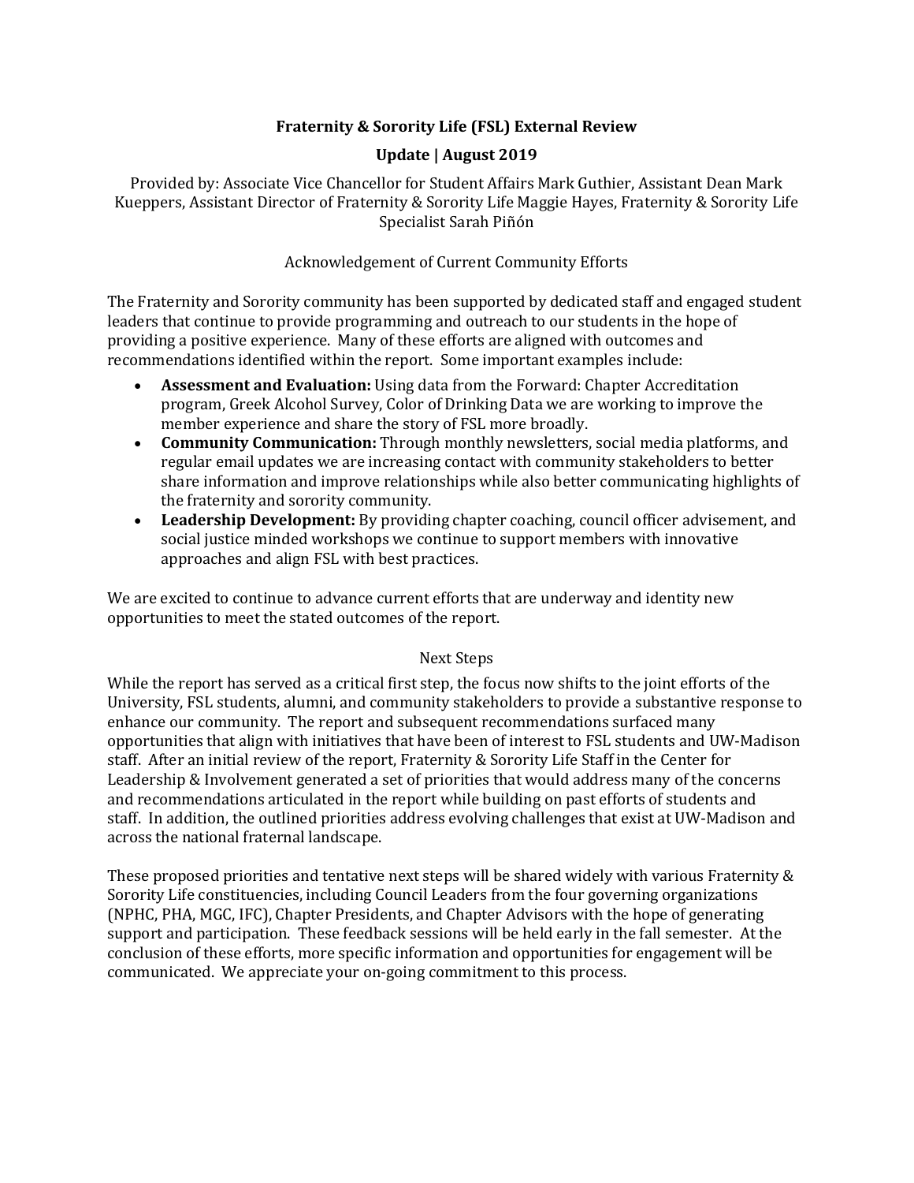# Fraternity & Sorority Life (FSL) External Review

## Update | August 2019

Provided by: Associate Vice Chancellor for Student Affairs Mark Guthier, Assistant Dean Mark Kueppers, Assistant Director of Fraternity & Sorority Life Maggie Hayes, Fraternity & Sorority Life Specialist Sarah Piñón

### Acknowledgement of Current Community Efforts

The Fraternity and Sorority community has been supported by dedicated staff and engaged student leaders that continue to provide programming and outreach to our students in the hope of providing a positive experience. Many of these efforts are aligned with outcomes and recommendations identified within the report. Some important examples include:

- **Assessment and Evaluation:** Using data from the Forward: Chapter Accreditation program, Greek Alcohol Survey, Color of Drinking Data we are working to improve the member experience and share the story of FSL more broadly.
- **Community Communication:** Through monthly newsletters, social media platforms, and regular email updates we are increasing contact with community stakeholders to better share information and improve relationships while also better communicating highlights of the fraternity and sorority community.
- **Leadership Development:** By providing chapter coaching, council officer advisement, and social justice minded workshops we continue to support members with innovative approaches and align FSL with best practices.

We are excited to continue to advance current efforts that are underway and identity new opportunities to meet the stated outcomes of the report.

### Next Steps

While the report has served as a critical first step, the focus now shifts to the joint efforts of the University, FSL students, alumni, and community stakeholders to provide a substantive response to enhance our community. The report and subsequent recommendations surfaced many opportunities that align with initiatives that have been of interest to FSL students and UW-Madison staff. After an initial review of the report, Fraternity & Sorority Life Staff in the Center for Leadership & Involvement generated a set of priorities that would address many of the concerns and recommendations articulated in the report while building on past efforts of students and staff. In addition, the outlined priorities address evolving challenges that exist at UW-Madison and across the national fraternal landscape.

These proposed priorities and tentative next steps will be shared widely with various Fraternity & Sorority Life constituencies, including Council Leaders from the four governing organizations (NPHC, PHA, MGC, IFC), Chapter Presidents, and Chapter Advisors with the hope of generating support and participation. These feedback sessions will be held early in the fall semester. At the conclusion of these efforts, more specific information and opportunities for engagement will be communicated. We appreciate your on-going commitment to this process.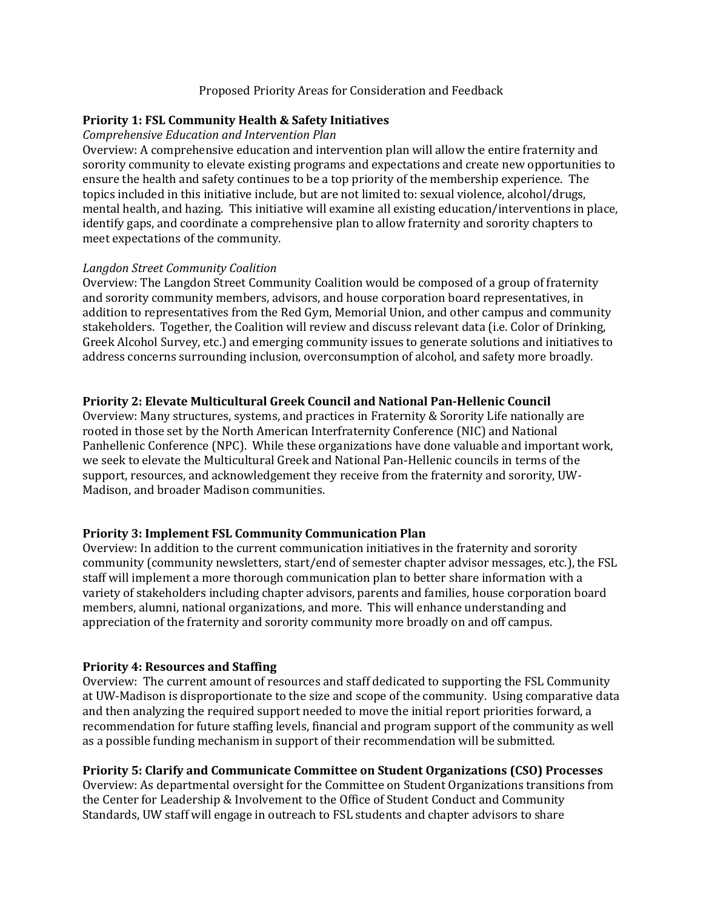Proposed Priority Areas for Consideration and Feedback

## Priority 1: FSL Community Health & Safety Initiatives

*Comprehensive Education and Intervention Plan*

Overview: A comprehensive education and intervention plan will allow the entire fraternity and sorority community to elevate existing programs and expectations and create new opportunities to ensure the health and safety continues to be a top priority of the membership experience. The topics included in this initiative include, but are not limited to: sexual violence, alcohol/drugs, mental health, and hazing. This initiative will examine all existing education/interventions in place, identify gaps, and coordinate a comprehensive plan to allow fraternity and sorority chapters to meet expectations of the community.

*Langdon Street Community Coalition*

Overview: The Langdon Street Community Coalition would be composed of a group of fraternity and sorority community members, advisors, and house corporation board representatives, in addition to representatives from the Red Gym, Memorial Union, and other campus and community stakeholders. Together, the Coalition will review and discuss relevant data (i.e. Color of Drinking, Greek Alcohol Survey, etc.) and emerging community issues to generate solutions and initiatives to address concerns surrounding inclusion, overconsumption of alcohol, and safety more broadly.

## Priority 2: Elevate Multicultural Greek Council and National Pan-Hellenic Council

Overview: Many structures, systems, and practices in Fraternity & Sorority Life nationally are rooted in those set by the North American Interfraternity Conference (NIC) and National Panhellenic Conference (NPC). While these organizations have done valuable and important work, we seek to elevate the Multicultural Greek and National Pan-Hellenic councils in terms of the support, resources, and acknowledgement they receive from the fraternity and sorority, UW-Madison, and broader Madison communities.

## Priority 3: Implement FSL Community Communication Plan

Overview: In addition to the current communication initiatives in the fraternity and sorority community (community newsletters, start/end of semester chapter advisor messages, etc.), the FSL staff will implement a more thorough communication plan to better share information with a variety of stakeholders including chapter advisors, parents and families, house corporation board members, alumni, national organizations, and more. This will enhance understanding and appreciation of the fraternity and sorority community more broadly on and off campus.

## Priority 4: Resources and Staffing

Overview: The current amount of resources and staff dedicated to supporting the FSL Community at UW-Madison is disproportionate to the size and scope of the community. Using comparative data and then analyzing the required support needed to move the initial report priorities forward, a recommendation for future staffing levels, financial and program support of the community as well as a possible funding mechanism in support of their recommendation will be submitted.

## Priority 5: Clarify and Communicate Committee on Student Organizations (CSO) Processes

Overview: As departmental oversight for the Committee on Student Organizations transitions from the Center for Leadership & Involvement to the Office of Student Conduct and Community Standards, UW staff will engage in outreach to FSL students and chapter advisors to share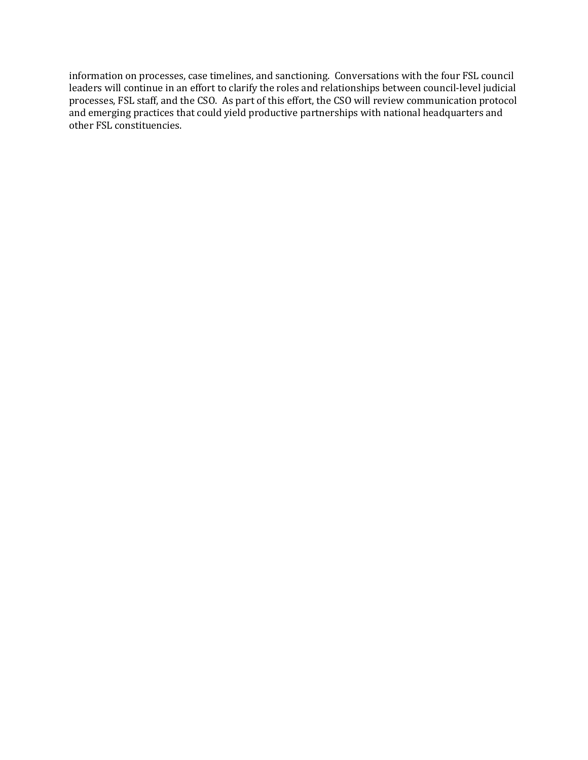information on processes, case timelines, and sanctioning. Conversations with the four FSL council leaders will continue in an effort to clarify the roles and relationships between council-level judicial processes, FSL staff, and the CSO. As part of this effort, the CSO will review communication protocol and emerging practices that could yield productive partnerships with national headquarters and other FSL constituencies.